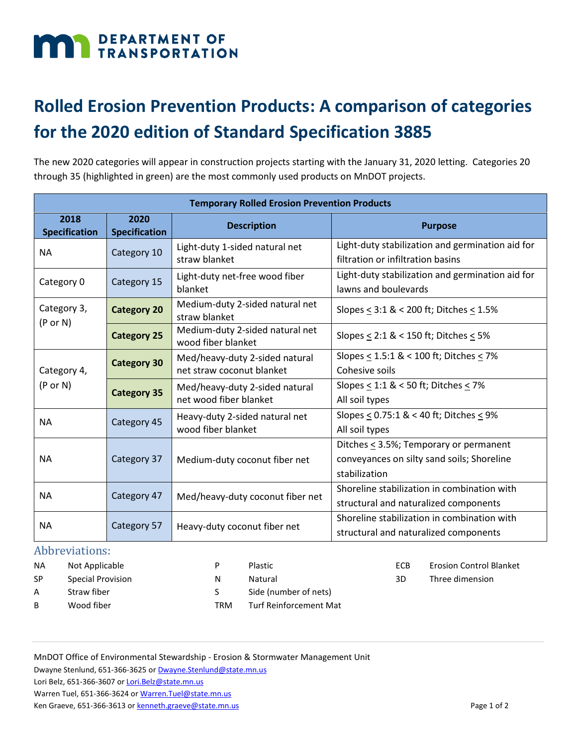# Rolled Erosion Prevention Products: A comparison of categories for the 2020 edition of Standard Specification 3885

The new 2020 categories will appear in construction projects starting with the January 31, 2020 letting. Categories 20 through 35 (highlighted in green) are the most commonly used products on MnDOT projects.

| Temporary Rolled Erosion Prevention Products | | | |
|---|---|---|---|
| **2018 Specification** | **2020 Specification** | **Description** | **Purpose** |
| NA | Category 10 | Light-duty 1-sided natural net straw blanket | Light-duty stabilization and germination aid for filtration or infiltration basins |
| Category 0 | Category 15 | Light-duty net-free wood fiber blanket | Light-duty stabilization and germination aid for lawns and boulevards |
| Category 3, (P or N) | **Category 20** | Medium-duty 2-sided natural net straw blanket | Slopes ≤ 3:1 & < 200 ft; Ditches ≤ 1.5% |
| | **Category 25** | Medium-duty 2-sided natural net wood fiber blanket | Slopes ≤ 2:1 & < 150 ft; Ditches ≤ 5% |
| Category 4, (P or N) | **Category 30** | Med/heavy-duty 2-sided natural net straw coconut blanket | Slopes ≤ 1.5:1 & < 100 ft; Ditches ≤ 7% Cohesive soils |
| | **Category 35** | Med/heavy-duty 2-sided natural net wood fiber blanket | Slopes ≤ 1:1 & < 50 ft; Ditches ≤ 7% All soil types |
| NA | Category 45 | Heavy-duty 2-sided natural net wood fiber blanket | Slopes ≤ 0.75:1 & < 40 ft; Ditches ≤ 9% All soil types |
| NA | Category 37 | Medium-duty coconut fiber net | Ditches ≤ 3.5%; Temporary or permanent conveyances on silty sand soils; Shoreline stabilization |
| NA | Category 47 | Med/heavy-duty coconut fiber net | Shoreline stabilization in combination with structural and naturalized components |
| NA | Category 57 | Heavy-duty coconut fiber net | Shoreline stabilization in combination with structural and naturalized components |

## Abbreviations:

- NA — Not Applicable
- SP — Special Provision
- A — Straw fiber
- B — Wood fiber
- P — Plastic
- N — Natural
- S — Side (number of nets)
- TRM — Turf Reinforcement Mat
- ECB — Erosion Control Blanket
- 3D — Three dimension

MnDOT Office of Environmental Stewardship - Erosion & Stormwater Management Unit

Dwayne Stenlund, 651-366-3625 or Dwayne.Stenlund@state.mn.us

Lori Belz, 651-366-3607 or Lori.Belz@state.mn.us

Warren Tuel, 651-366-3624 or Warren.Tuel@state.mn.us

Ken Graeve, 651-366-3613 or kenneth.graeve@state.mn.us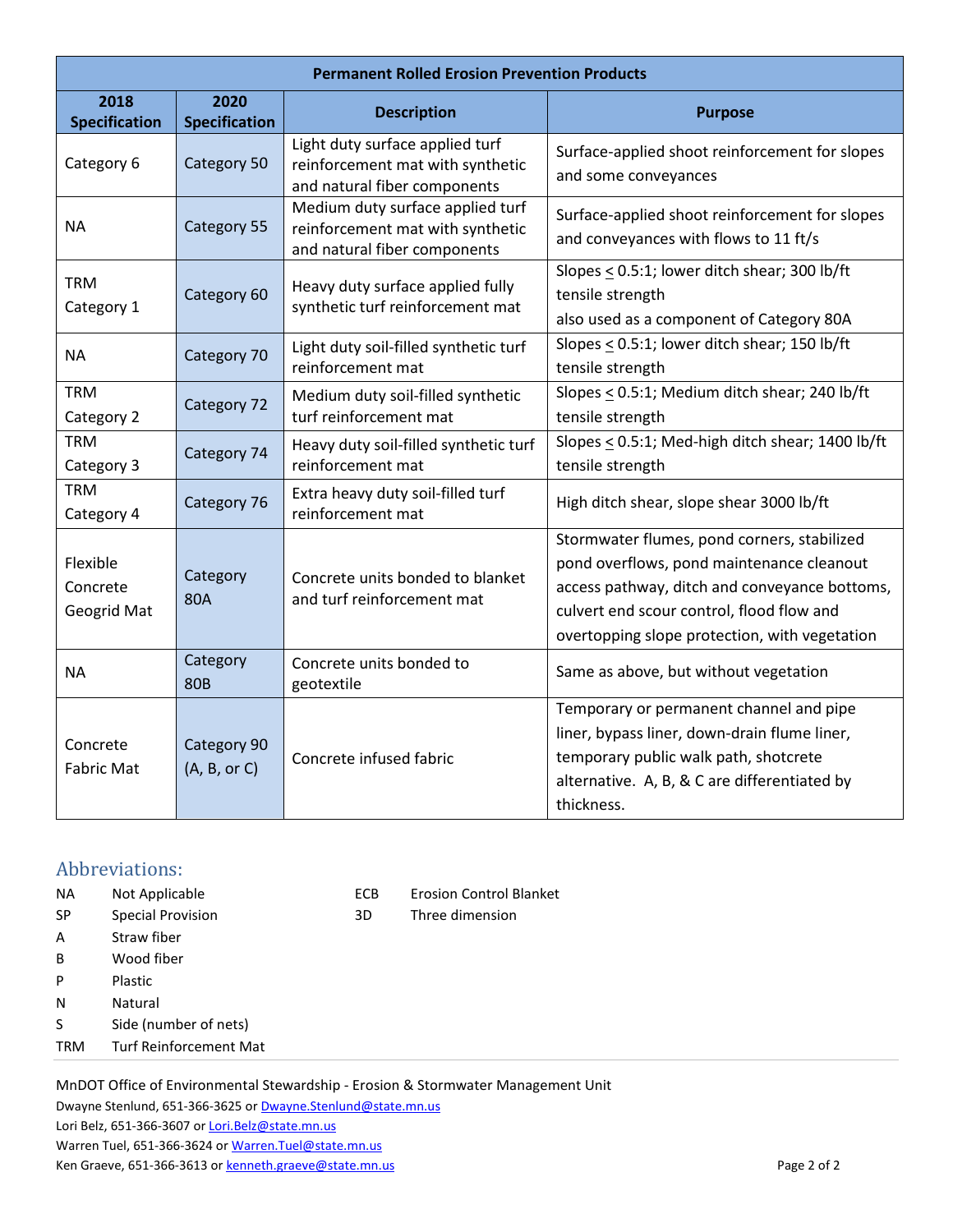| Permanent Rolled Erosion Prevention Products | | | |
|---|---|---|---|
| **2018 Specification** | **2020 Specification** | **Description** | **Purpose** |
| Category 6 | Category 50 | Light duty surface applied turf reinforcement mat with synthetic and natural fiber components | Surface-applied shoot reinforcement for slopes and some conveyances |
| NA | Category 55 | Medium duty surface applied turf reinforcement mat with synthetic and natural fiber components | Surface-applied shoot reinforcement for slopes and conveyances with flows to 11 ft/s |
| TRM Category 1 | Category 60 | Heavy duty surface applied fully synthetic turf reinforcement mat | Slopes ≤ 0.5:1; lower ditch shear; 300 lb/ft tensile strength also used as a component of Category 80A |
| NA | Category 70 | Light duty soil-filled synthetic turf reinforcement mat | Slopes ≤ 0.5:1; lower ditch shear; 150 lb/ft tensile strength |
| TRM Category 2 | Category 72 | Medium duty soil-filled synthetic turf reinforcement mat | Slopes ≤ 0.5:1; Medium ditch shear; 240 lb/ft tensile strength |
| TRM Category 3 | Category 74 | Heavy duty soil-filled synthetic turf reinforcement mat | Slopes ≤ 0.5:1; Med-high ditch shear; 1400 lb/ft tensile strength |
| TRM Category 4 | Category 76 | Extra heavy duty soil-filled turf reinforcement mat | High ditch shear, slope shear 3000 lb/ft |
| Flexible Concrete Geogrid Mat | Category 80A | Concrete units bonded to blanket and turf reinforcement mat | Stormwater flumes, pond corners, stabilized pond overflows, pond maintenance cleanout access pathway, ditch and conveyance bottoms, culvert end scour control, flood flow and overtopping slope protection, with vegetation |
| NA | Category 80B | Concrete units bonded to geotextile | Same as above, but without vegetation |
| Concrete Fabric Mat | Category 90 (A, B, or C) | Concrete infused fabric | Temporary or permanent channel and pipe liner, bypass liner, down-drain flume liner, temporary public walk path, shotcrete alternative. A, B, & C are differentiated by thickness. |

## Abbreviations:

| | |
|---|---|
| NA | Not Applicable |
| SP | Special Provision |
| A | Straw fiber |
| B | Wood fiber |
| P | Plastic |
| N | Natural |
| S | Side (number of nets) |
| TRM | Turf Reinforcement Mat |
| ECB | Erosion Control Blanket |
| 3D | Three dimension |

MnDOT Office of Environmental Stewardship - Erosion & Stormwater Management Unit
Dwayne Stenlund, 651-366-3625 or Dwayne.Stenlund@state.mn.us
Lori Belz, 651-366-3607 or Lori.Belz@state.mn.us
Warren Tuel, 651-366-3624 or Warren.Tuel@state.mn.us
Ken Graeve, 651-366-3613 or kenneth.graeve@state.mn.us